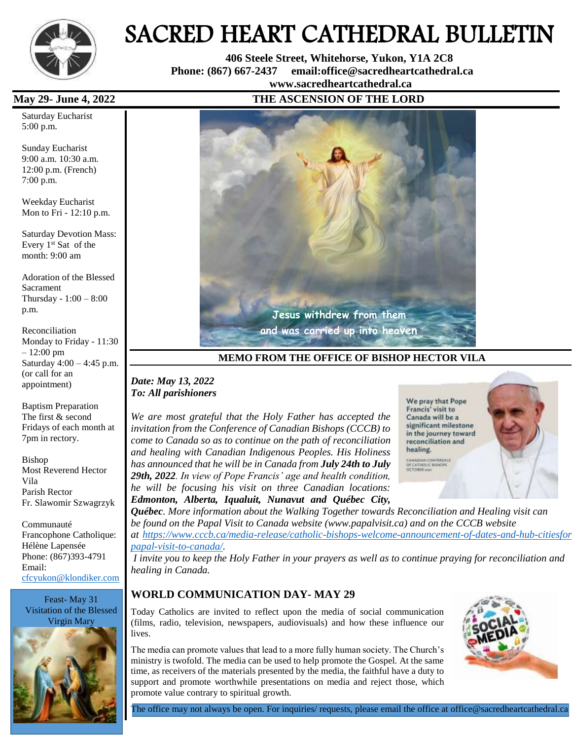# SACRED HEART CATHEDRAL BULLETIN

**406 Steele Street, Whitehorse, Yukon, Y1A 2C8**
**Phone: (867) 667-2437 email:office@sacredheartcathedral.ca**
**www.sacredheartcathedral.ca**

**May 29- June 4, 2022**

## THE ASCENSION OF THE LORD

Saturday Eucharist
5:00 p.m.

Sunday Eucharist
9:00 a.m. 10:30 a.m.
12:00 p.m. (French)
7:00 p.m.

Weekday Eucharist
Mon to Fri - 12:10 p.m.

Saturday Devotion Mass:
Every 1st Sat of the month: 9:00 am

Adoration of the Blessed Sacrament
Thursday - 1:00 – 8:00 p.m.

Reconciliation
Monday to Friday - 11:30 – 12:00 pm
Saturday 4:00 – 4:45 p.m.
(or call for an appointment)

Baptism Preparation
The first & second Fridays of each month at 7pm in rectory.

Bishop
Most Reverend Hector Vila
Parish Rector
Fr. Slawomir Szwagrzyk

Communauté Francophone Catholique:
Hélène Lapensée
Phone: (867)393-4791
Email:
cfcyukon@klondiker.com

Feast- May 31
Visitation of the Blessed Virgin Mary

Jesus withdrew from them and was carried up into heaven

## MEMO FROM THE OFFICE OF BISHOP HECTOR VILA

***Date: May 13, 2022***
***To: All parishioners***

*We are most grateful that the Holy Father has accepted the invitation from the Conference of Canadian Bishops (CCCB) to come to Canada so as to continue on the path of reconciliation and healing with Canadian Indigenous Peoples. His Holiness has announced that he will be in Canada from **July 24th to July 29th, 2022**. In view of Pope Francis' age and health condition, he will be focusing his visit on three Canadian locations: **Edmonton, Alberta, Iqaluit, Nunavut and Québec City, Québec**. More information about the Walking Together towards Reconciliation and Healing visit can be found on the Papal Visit to Canada website (www.papalvisit.ca) and on the CCCB website at https://www.cccb.ca/media-release/catholic-bishops-welcome-announcement-of-dates-and-hub-citiesfor papal-visit-to-canada/.*

*I invite you to keep the Holy Father in your prayers as well as to continue praying for reconciliation and healing in Canada.*

We pray that Pope Francis' visit to Canada will be a significant milestone in the journey toward reconciliation and healing.
CANADIAN CONFERENCE OF CATHOLIC BISHOPS OCTOBER 2021

## WORLD COMMUNICATION DAY- MAY 29

Today Catholics are invited to reflect upon the media of social communication (films, radio, television, newspapers, audiovisuals) and how these influence our lives.

The media can promote values that lead to a more fully human society. The Church's ministry is twofold. The media can be used to help promote the Gospel. At the same time, as receivers of the materials presented by the media, the faithful have a duty to support and promote worthwhile presentations on media and reject those, which promote value contrary to spiritual growth.

The office may not always be open. For inquiries/ requests, please email the office at office@sacredheartcathedral.ca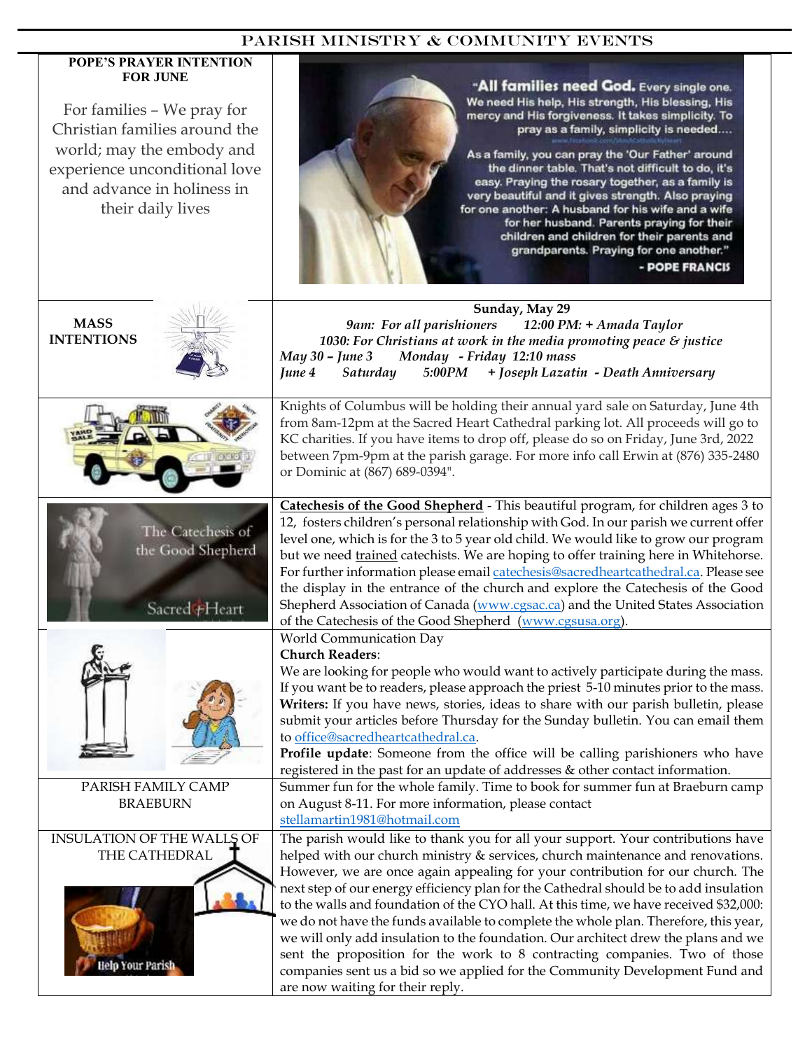# PARISH MINISTRY & COMMUNITY EVENTS

**POPE'S PRAYER INTENTION FOR JUNE**

For families – We pray for Christian families around the world; may the embody and experience unconditional love and advance in holiness in their daily lives

"**All families need God.** Every single one. We need His help, His strength, His blessing, His mercy and His forgiveness. It takes simplicity. To pray as a family, simplicity is needed....

As a family, you can pray the 'Our Father' around the dinner table. That's not difficult to do, it's easy. Praying the rosary together, as a family is very beautiful and it gives strength. Also praying for one another: A husband for his wife and a wife for her husband. Parents praying for their children and children for their parents and grandparents. Praying for one another."

- POPE FRANCIS

**MASS INTENTIONS**

**Sunday, May 29**

*9am: For all parishioners      12:00 PM: + Amada Taylor*

*1030: For Christians at work in the media promoting peace & justice*

*May 30 – June 3      Monday - Friday 12:10 mass*

*June 4      Saturday      5:00PM      + Joseph Lazatin - Death Anniversary*

Knights of Columbus will be holding their annual yard sale on Saturday, June 4th from 8am-12pm at the Sacred Heart Cathedral parking lot. All proceeds will go to KC charities. If you have items to drop off, please do so on Friday, June 3rd, 2022 between 7pm-9pm at the parish garage. For more info call Erwin at (876) 335-2480 or Dominic at (867) 689-0394".

**Catechesis of the Good Shepherd** - This beautiful program, for children ages 3 to 12, fosters children's personal relationship with God. In our parish we current offer level one, which is for the 3 to 5 year old child. We would like to grow our program but we need trained catechists. We are hoping to offer training here in Whitehorse. For further information please email catechesis@sacredheartcathedral.ca. Please see the display in the entrance of the church and explore the Catechesis of the Good Shepherd Association of Canada (www.cgsac.ca) and the United States Association of the Catechesis of the Good Shepherd (www.cgsusa.org).

World Communication Day

**Church Readers**:

We are looking for people who would want to actively participate during the mass. If you want be to readers, please approach the priest 5-10 minutes prior to the mass.

**Writers:** If you have news, stories, ideas to share with our parish bulletin, please submit your articles before Thursday for the Sunday bulletin. You can email them to office@sacredheartcathedral.ca.

**Profile update**: Someone from the office will be calling parishioners who have registered in the past for an update of addresses & other contact information.

**PARISH FAMILY CAMP BRAEBURN**

Summer fun for the whole family. Time to book for summer fun at Braeburn camp on August 8-11. For more information, please contact stellamartin1981@hotmail.com

**INSULATION OF THE WALLS OF THE CATHEDRAL**

The parish would like to thank you for all your support. Your contributions have helped with our church ministry & services, church maintenance and renovations. However, we are once again appealing for your contribution for our church. The next step of our energy efficiency plan for the Cathedral should be to add insulation to the walls and foundation of the CYO hall. At this time, we have received $32,000: we do not have the funds available to complete the whole plan. Therefore, this year, we will only add insulation to the foundation. Our architect drew the plans and we sent the proposition for the work to 8 contracting companies. Two of those companies sent us a bid so we applied for the Community Development Fund and are now waiting for their reply.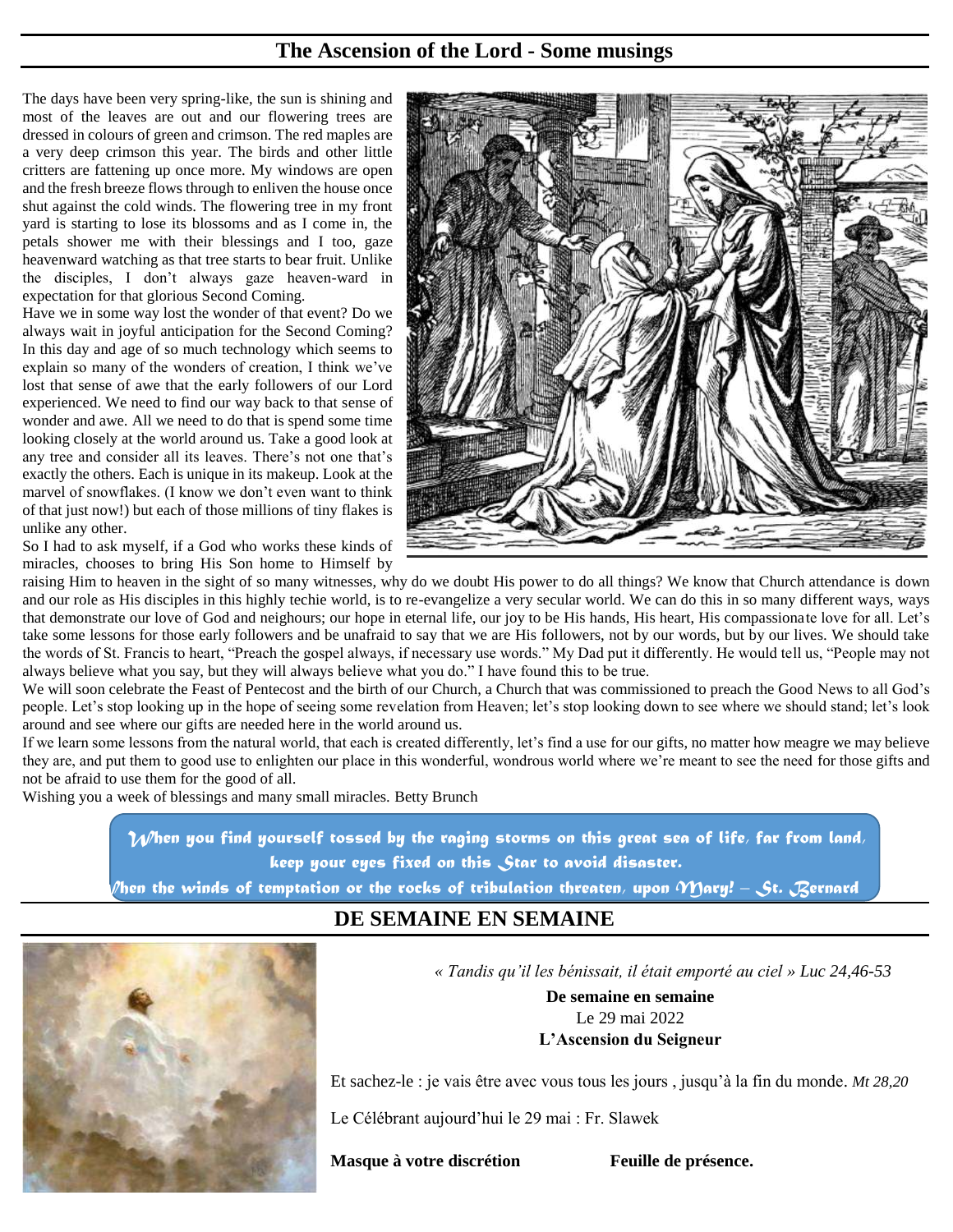## The Ascension of the Lord - Some musings

The days have been very spring-like, the sun is shining and most of the leaves are out and our flowering trees are dressed in colours of green and crimson. The red maples are a very deep crimson this year. The birds and other little critters are fattening up once more. My windows are open and the fresh breeze flows through to enliven the house once shut against the cold winds. The flowering tree in my front yard is starting to lose its blossoms and as I come in, the petals shower me with their blessings and I too, gaze heavenward watching as that tree starts to bear fruit. Unlike the disciples, I don't always gaze heaven-ward in expectation for that glorious Second Coming.

Have we in some way lost the wonder of that event? Do we always wait in joyful anticipation for the Second Coming? In this day and age of so much technology which seems to explain so many of the wonders of creation, I think we've lost that sense of awe that the early followers of our Lord experienced. We need to find our way back to that sense of wonder and awe. All we need to do that is spend some time looking closely at the world around us. Take a good look at any tree and consider all its leaves. There's not one that's exactly the others. Each is unique in its makeup. Look at the marvel of snowflakes. (I know we don't even want to think of that just now!) but each of those millions of tiny flakes is unlike any other.

So I had to ask myself, if a God who works these kinds of miracles, chooses to bring His Son home to Himself by raising Him to heaven in the sight of so many witnesses, why do we doubt His power to do all things? We know that Church attendance is down and our role as His disciples in this highly techie world, is to re-evangelize a very secular world. We can do this in so many different ways, ways that demonstrate our love of God and neighbours; our hope in eternal life, our joy to be His hands, His heart, His compassionate love for all. Let's take some lessons for those early followers and be unafraid to say that we are His followers, not by our words, but by our lives. We should take the words of St. Francis to heart, "Preach the gospel always, if necessary use words." My Dad put it differently. He would tell us, "People may not always believe what you say, but they will always believe what you do." I have found this to be true.

We will soon celebrate the Feast of Pentecost and the birth of our Church, a Church that was commissioned to preach the Good News to all God's people. Let's stop looking up in the hope of seeing some revelation from Heaven; let's stop looking down to see where we should stand; let's look around and see where our gifts are needed here in the world around us.

If we learn some lessons from the natural world, that each is created differently, let's find a use for our gifts, no matter how meagre we may believe they are, and put them to good use to enlighten our place in this wonderful, wondrous world where we're meant to see the need for those gifts and not be afraid to use them for the good of all.

Wishing you a week of blessings and many small miracles. Betty Brunch

*When you find yourself tossed by the raging storms on this great sea of life, far from land, keep your eyes fixed on this Star to avoid disaster. When the winds of temptation or the rocks of tribulation threaten, upon Mary! – St. Bernard*

## DE SEMAINE EN SEMAINE

*« Tandis qu'il les bénissait, il était emporté au ciel » Luc 24,46-53*

**De semaine en semaine**
Le 29 mai 2022
**L'Ascension du Seigneur**

Et sachez-le : je vais être avec vous tous les jours , jusqu'à la fin du monde. *Mt 28,20*

Le Célébrant aujourd'hui le 29 mai : Fr. Slawek

**Masque à votre discrétion** **Feuille de présence.**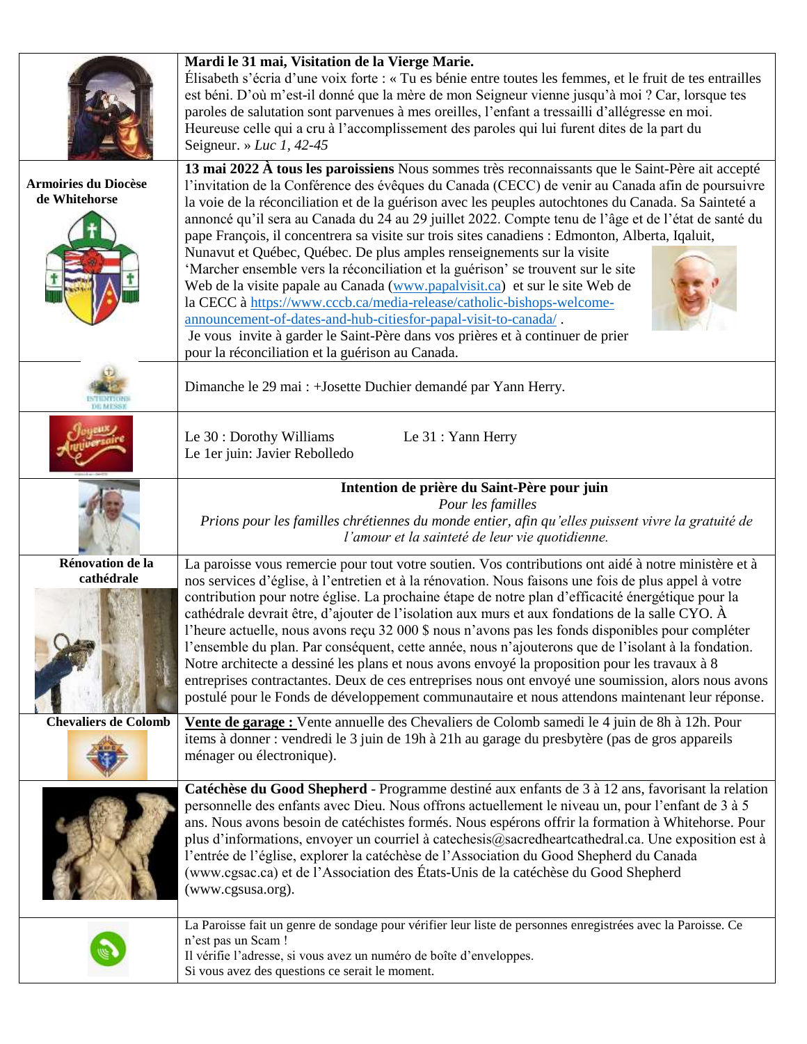| | |
|---|---|
| | **Mardi le 31 mai, Visitation de la Vierge Marie.**<br>Élisabeth s'écria d'une voix forte : « Tu es bénie entre toutes les femmes, et le fruit de tes entrailles est béni. D'où m'est-il donné que la mère de mon Seigneur vienne jusqu'à moi ? Car, lorsque tes paroles de salutation sont parvenues à mes oreilles, l'enfant a tressailli d'allégresse en moi. Heureuse celle qui a cru à l'accomplissement des paroles qui lui furent dites de la part du Seigneur. » *Luc 1, 42-45* |
| **Armoiries du Diocèse de Whitehorse** | **13 mai 2022 À tous les paroissiens** Nous sommes très reconnaissants que le Saint-Père ait accepté l'invitation de la Conférence des évêques du Canada (CECC) de venir au Canada afin de poursuivre la voie de la réconciliation et de la guérison avec les peuples autochtones du Canada. Sa Sainteté a annoncé qu'il sera au Canada du 24 au 29 juillet 2022. Compte tenu de l'âge et de l'état de santé du pape François, il concentrera sa visite sur trois sites canadiens : Edmonton, Alberta, Iqaluit, Nunavut et Québec, Québec. De plus amples renseignements sur la visite 'Marcher ensemble vers la réconciliation et la guérison' se trouvent sur le site Web de la visite papale au Canada (www.papalvisit.ca) et sur le site Web de la CECC à https://www.cccb.ca/media-release/catholic-bishops-welcome-announcement-of-dates-and-hub-citiesfor-papal-visit-to-canada/ .<br>Je vous invite à garder le Saint-Père dans vos prières et à continuer de prier pour la réconciliation et la guérison au Canada. |
| INTENTIONS DE MESSE | Dimanche le 29 mai : +Josette Duchier demandé par Yann Herry. |
| Joyeux Anniversaire | Le 30 : Dorothy Williams Le 31 : Yann Herry<br>Le 1er juin: Javier Rebolledo |
| | **Intention de prière du Saint-Père pour juin**<br>*Pour les familles*<br>*Prions pour les familles chrétiennes du monde entier, afin qu'elles puissent vivre la gratuité de l'amour et la sainteté de leur vie quotidienne.* |
| **Rénovation de la cathédrale** | La paroisse vous remercie pour tout votre soutien. Vos contributions ont aidé à notre ministère et à nos services d'église, à l'entretien et à la rénovation. Nous faisons une fois de plus appel à votre contribution pour notre église. La prochaine étape de notre plan d'efficacité énergétique pour la cathédrale devrait être, d'ajouter de l'isolation aux murs et aux fondations de la salle CYO. À l'heure actuelle, nous avons reçu 32 000 $ nous n'avons pas les fonds disponibles pour compléter l'ensemble du plan. Par conséquent, cette année, nous n'ajouterons que l'isolant à la fondation. Notre architecte a dessiné les plans et nous avons envoyé la proposition pour les travaux à 8 entreprises contractantes. Deux de ces entreprises nous ont envoyé une soumission, alors nous avons postulé pour le Fonds de développement communautaire et nous attendons maintenant leur réponse. |
| **Chevaliers de Colomb** | **Vente de garage :** Vente annuelle des Chevaliers de Colomb samedi le 4 juin de 8h à 12h. Pour items à donner : vendredi le 3 juin de 19h à 21h au garage du presbytère (pas de gros appareils ménager ou électronique). |
| | **Catéchèse du Good Shepherd** - Programme destiné aux enfants de 3 à 12 ans, favorisant la relation personnelle des enfants avec Dieu. Nous offrons actuellement le niveau un, pour l'enfant de 3 à 5 ans. Nous avons besoin de catéchistes formés. Nous espérons offrir la formation à Whitehorse. Pour plus d'informations, envoyer un courriel à catechesis@sacredheartcathedral.ca. Une exposition est à l'entrée de l'église, explorer la catéchèse de l'Association du Good Shepherd du Canada (www.cgsac.ca) et de l'Association des États-Unis de la catéchèse du Good Shepherd (www.cgsusa.org). |
| | La Paroisse fait un genre de sondage pour vérifier leur liste de personnes enregistrées avec la Paroisse. Ce n'est pas un Scam !<br>Il vérifie l'adresse, si vous avez un numéro de boîte d'enveloppes.<br>Si vous avez des questions ce serait le moment. |